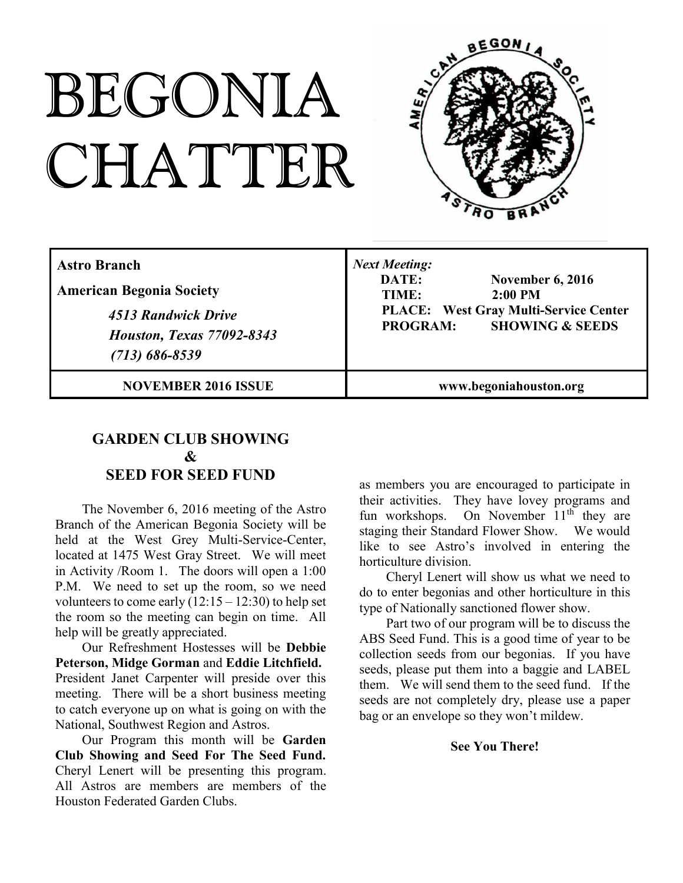# BEGONIA CHATTER

| **Astro Branch**<br>**American Begonia Society**<br>*4513 Randwick Drive*<br>*Houston, Texas 77092-8343*<br>*(713) 686-8539* | ***Next Meeting:***<br>**DATE: November 6, 2016**<br>**TIME: 2:00 PM**<br>**PLACE: West Gray Multi-Service Center**<br>**PROGRAM: SHOWING & SEEDS** |
|---|---|
| **NOVEMBER 2016 ISSUE** | **www.begoniahouston.org** |

## GARDEN CLUB SHOWING & SEED FOR SEED FUND

The November 6, 2016 meeting of the Astro Branch of the American Begonia Society will be held at the West Grey Multi-Service-Center, located at 1475 West Gray Street. We will meet in Activity /Room 1. The doors will open a 1:00 P.M. We need to set up the room, so we need volunteers to come early (12:15 – 12:30) to help set the room so the meeting can begin on time. All help will be greatly appreciated.

Our Refreshment Hostesses will be **Debbie Peterson, Midge Gorman** and **Eddie Litchfield.** President Janet Carpenter will preside over this meeting. There will be a short business meeting to catch everyone up on what is going on with the National, Southwest Region and Astros.

Our Program this month will be **Garden Club Showing and Seed For The Seed Fund.** Cheryl Lenert will be presenting this program. All Astros are members are members of the Houston Federated Garden Clubs. as members you are encouraged to participate in their activities. They have lovey programs and fun workshops. On November 11th they are staging their Standard Flower Show. We would like to see Astro's involved in entering the horticulture division.

Cheryl Lenert will show us what we need to do to enter begonias and other horticulture in this type of Nationally sanctioned flower show.

Part two of our program will be to discuss the ABS Seed Fund. This is a good time of year to be collection seeds from our begonias. If you have seeds, please put them into a baggie and LABEL them. We will send them to the seed fund. If the seeds are not completely dry, please use a paper bag or an envelope so they won't mildew.

**See You There!**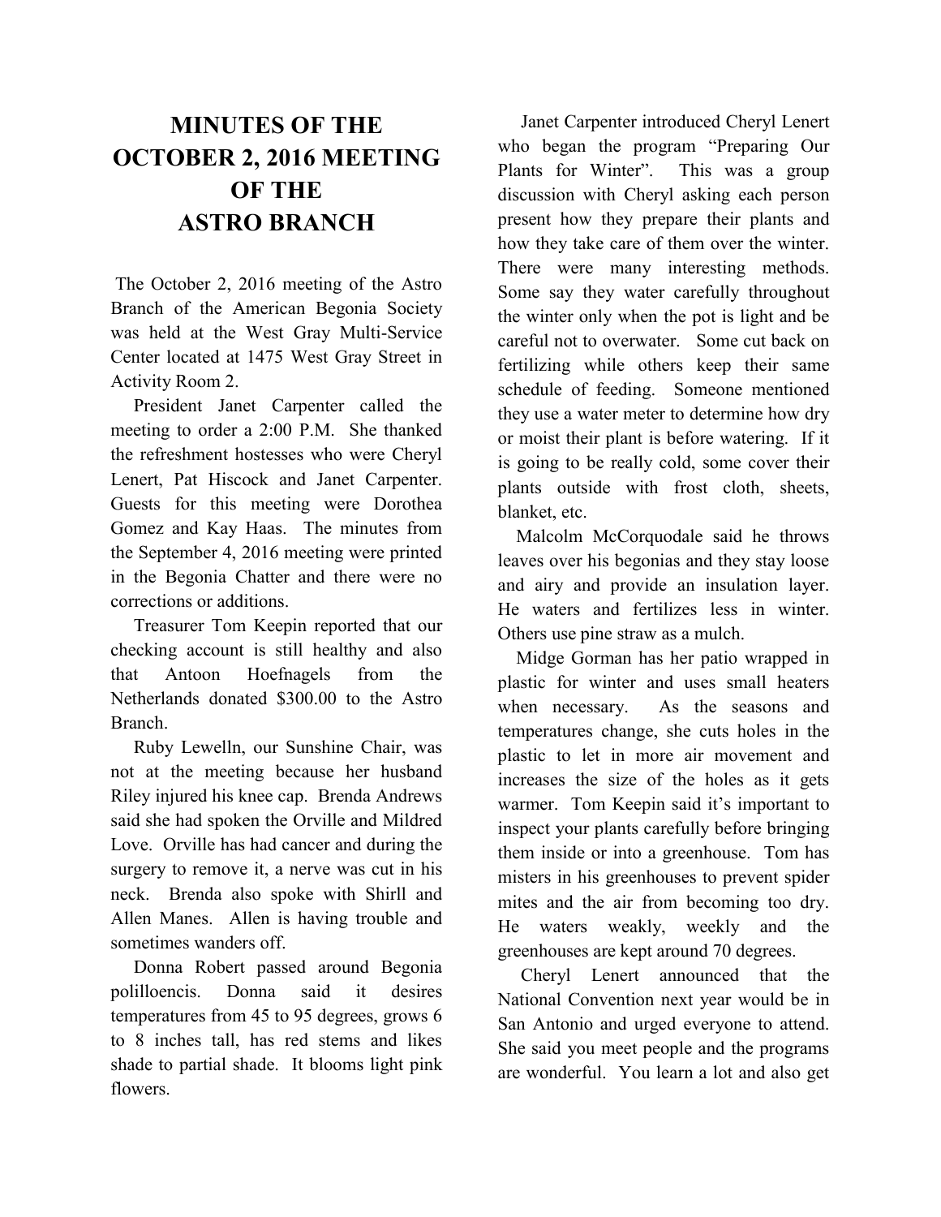# MINUTES OF THE OCTOBER 2, 2016 MEETING OF THE ASTRO BRANCH

The October 2, 2016 meeting of the Astro Branch of the American Begonia Society was held at the West Gray Multi-Service Center located at 1475 West Gray Street in Activity Room 2.

President Janet Carpenter called the meeting to order a 2:00 P.M. She thanked the refreshment hostesses who were Cheryl Lenert, Pat Hiscock and Janet Carpenter. Guests for this meeting were Dorothea Gomez and Kay Haas. The minutes from the September 4, 2016 meeting were printed in the Begonia Chatter and there were no corrections or additions.

Treasurer Tom Keepin reported that our checking account is still healthy and also that Antoon Hoefnagels from the Netherlands donated $300.00 to the Astro Branch.

Ruby Lewelln, our Sunshine Chair, was not at the meeting because her husband Riley injured his knee cap. Brenda Andrews said she had spoken the Orville and Mildred Love. Orville has had cancer and during the surgery to remove it, a nerve was cut in his neck. Brenda also spoke with Shirll and Allen Manes. Allen is having trouble and sometimes wanders off.

Donna Robert passed around Begonia polilloencis. Donna said it desires temperatures from 45 to 95 degrees, grows 6 to 8 inches tall, has red stems and likes shade to partial shade. It blooms light pink flowers.

Janet Carpenter introduced Cheryl Lenert who began the program "Preparing Our Plants for Winter". This was a group discussion with Cheryl asking each person present how they prepare their plants and how they take care of them over the winter. There were many interesting methods. Some say they water carefully throughout the winter only when the pot is light and be careful not to overwater. Some cut back on fertilizing while others keep their same schedule of feeding. Someone mentioned they use a water meter to determine how dry or moist their plant is before watering. If it is going to be really cold, some cover their plants outside with frost cloth, sheets, blanket, etc.

Malcolm McCorquodale said he throws leaves over his begonias and they stay loose and airy and provide an insulation layer. He waters and fertilizes less in winter. Others use pine straw as a mulch.

Midge Gorman has her patio wrapped in plastic for winter and uses small heaters when necessary. As the seasons and temperatures change, she cuts holes in the plastic to let in more air movement and increases the size of the holes as it gets warmer. Tom Keepin said it's important to inspect your plants carefully before bringing them inside or into a greenhouse. Tom has misters in his greenhouses to prevent spider mites and the air from becoming too dry. He waters weakly, weekly and the greenhouses are kept around 70 degrees.

Cheryl Lenert announced that the National Convention next year would be in San Antonio and urged everyone to attend. She said you meet people and the programs are wonderful. You learn a lot and also get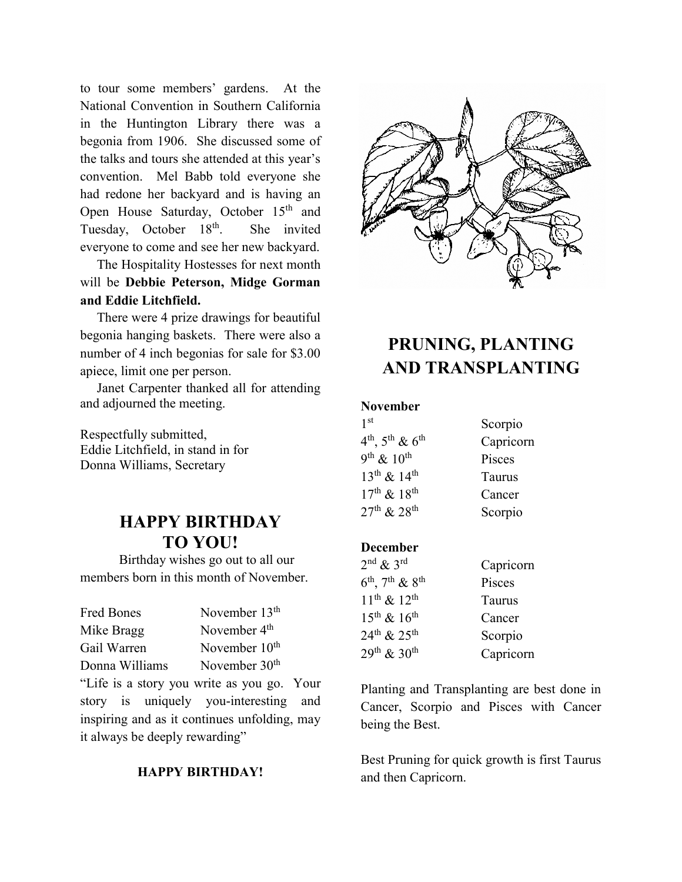to tour some members' gardens. At the National Convention in Southern California in the Huntington Library there was a begonia from 1906. She discussed some of the talks and tours she attended at this year's convention. Mel Babb told everyone she had redone her backyard and is having an Open House Saturday, October 15th and Tuesday, October 18th. She invited everyone to come and see her new backyard.

The Hospitality Hostesses for next month will be **Debbie Peterson, Midge Gorman and Eddie Litchfield.**

There were 4 prize drawings for beautiful begonia hanging baskets. There were also a number of 4 inch begonias for sale for $3.00 apiece, limit one per person.

Janet Carpenter thanked all for attending and adjourned the meeting.

Respectfully submitted,
Eddie Litchfield, in stand in for
Donna Williams, Secretary

## HAPPY BIRTHDAY TO YOU!

Birthday wishes go out to all our members born in this month of November.

| | |
|---|---|
| Fred Bones | November 13th |
| Mike Bragg | November 4th |
| Gail Warren | November 10th |
| Donna Williams | November 30th |

"Life is a story you write as you go. Your story is uniquely you-interesting and inspiring and as it continues unfolding, may it always be deeply rewarding"

**HAPPY BIRTHDAY!**

## PRUNING, PLANTING AND TRANSPLANTING

**November**

| | |
|---|---|
| 1st | Scorpio |
| 4th, 5th & 6th | Capricorn |
| 9th & 10th | Pisces |
| 13th & 14th | Taurus |
| 17th & 18th | Cancer |
| 27th & 28th | Scorpio |

**December**

| | |
|---|---|
| 2nd & 3rd | Capricorn |
| 6th, 7th & 8th | Pisces |
| 11th & 12th | Taurus |
| 15th & 16th | Cancer |
| 24th & 25th | Scorpio |
| 29th & 30th | Capricorn |

Planting and Transplanting are best done in Cancer, Scorpio and Pisces with Cancer being the Best.

Best Pruning for quick growth is first Taurus and then Capricorn.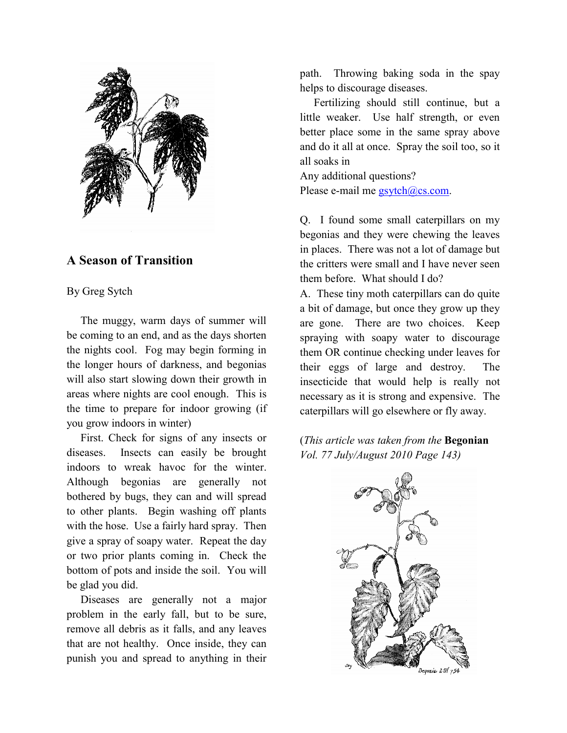## A Season of Transition

By Greg Sytch

The muggy, warm days of summer will be coming to an end, and as the days shorten the nights cool. Fog may begin forming in the longer hours of darkness, and begonias will also start slowing down their growth in areas where nights are cool enough. This is the time to prepare for indoor growing (if you grow indoors in winter)

First. Check for signs of any insects or diseases. Insects can easily be brought indoors to wreak havoc for the winter. Although begonias are generally not bothered by bugs, they can and will spread to other plants. Begin washing off plants with the hose. Use a fairly hard spray. Then give a spray of soapy water. Repeat the day or two prior plants coming in. Check the bottom of pots and inside the soil. You will be glad you did.

Diseases are generally not a major problem in the early fall, but to be sure, remove all debris as it falls, and any leaves that are not healthy. Once inside, they can punish you and spread to anything in their path. Throwing baking soda in the spay helps to discourage diseases.

Fertilizing should still continue, but a little weaker. Use half strength, or even better place some in the same spray above and do it all at once. Spray the soil too, so it all soaks in

Any additional questions?
Please e-mail me gsytch@cs.com.

Q. I found some small caterpillars on my begonias and they were chewing the leaves in places. There was not a lot of damage but the critters were small and I have never seen them before. What should I do?

A. These tiny moth caterpillars can do quite a bit of damage, but once they grow up they are gone. There are two choices. Keep spraying with soapy water to discourage them OR continue checking under leaves for their eggs of large and destroy. The insecticide that would help is really not necessary as it is strong and expensive. The caterpillars will go elsewhere or fly away.

(*This article was taken from the* **Begonian** *Vol. 77 July/August 2010 Page 143)*